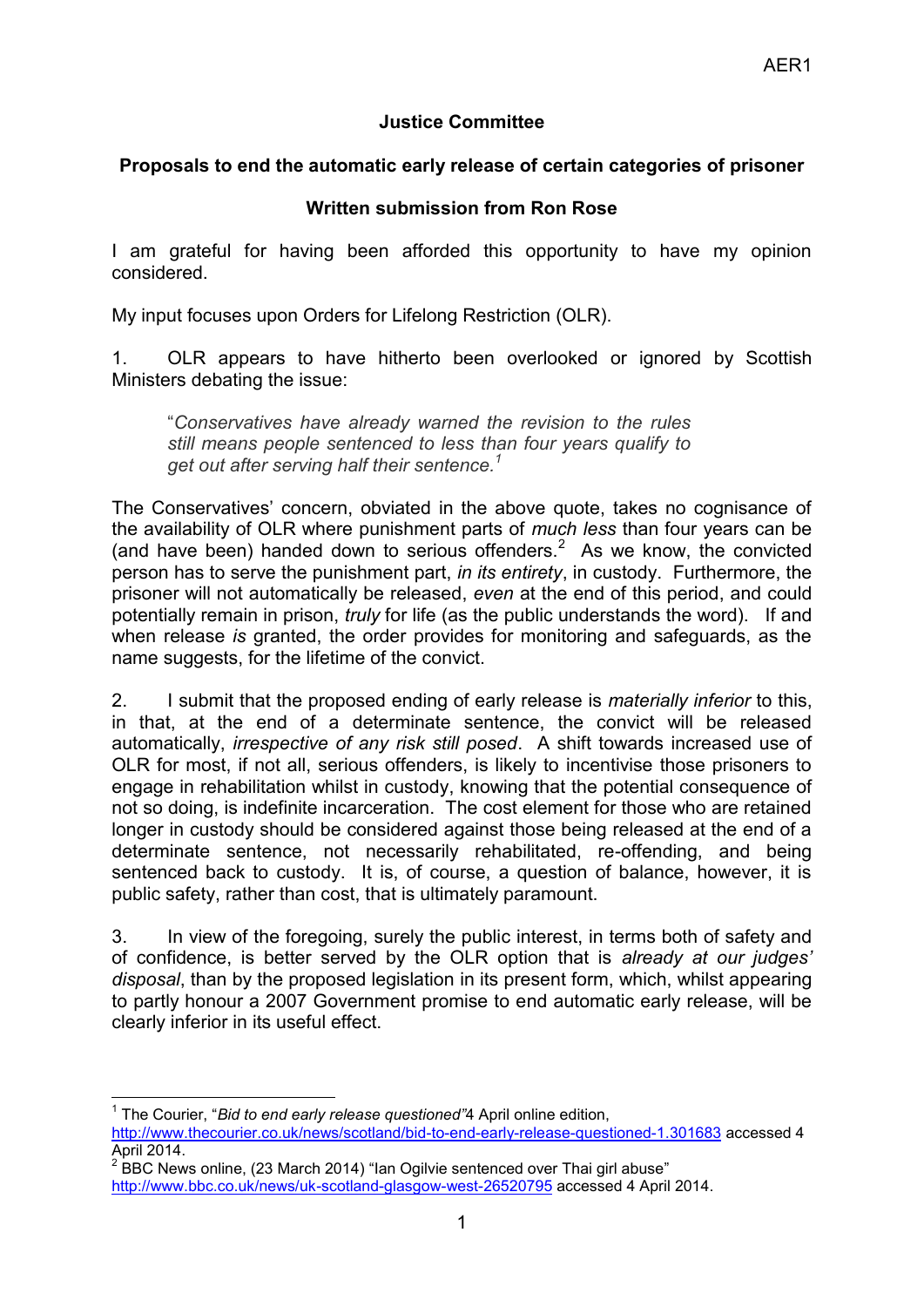AER1

**Justice Committee**

**Proposals to end the automatic early release of certain categories of prisoner**

**Written submission from Ron Rose**

I am grateful for having been afforded this opportunity to have my opinion considered.

My input focuses upon Orders for Lifelong Restriction (OLR).

1. OLR appears to have hitherto been overlooked or ignored by Scottish Ministers debating the issue:

> "*Conservatives have already warned the revision to the rules still means people sentenced to less than four years qualify to get out after serving half their sentence.*[1]

The Conservatives' concern, obviated in the above quote, takes no cognisance of the availability of OLR where punishment parts of *much less* than four years can be (and have been) handed down to serious offenders.[2] As we know, the convicted person has to serve the punishment part, *in its entirety*, in custody. Furthermore, the prisoner will not automatically be released, *even* at the end of this period, and could potentially remain in prison, *truly* for life (as the public understands the word). If and when release *is* granted, the order provides for monitoring and safeguards, as the name suggests, for the lifetime of the convict.

2. I submit that the proposed ending of early release is *materially inferior* to this, in that, at the end of a determinate sentence, the convict will be released automatically, *irrespective of any risk still posed*. A shift towards increased use of OLR for most, if not all, serious offenders, is likely to incentivise those prisoners to engage in rehabilitation whilst in custody, knowing that the potential consequence of not so doing, is indefinite incarceration. The cost element for those who are retained longer in custody should be considered against those being released at the end of a determinate sentence, not necessarily rehabilitated, re-offending, and being sentenced back to custody. It is, of course, a question of balance, however, it is public safety, rather than cost, that is ultimately paramount.

3. In view of the foregoing, surely the public interest, in terms both of safety and of confidence, is better served by the OLR option that is *already at our judges' disposal*, than by the proposed legislation in its present form, which, whilst appearing to partly honour a 2007 Government promise to end automatic early release, will be clearly inferior in its useful effect.

---

[1] The Courier, "*Bid to end early release questioned*"4 April online edition, http://www.thecourier.co.uk/news/scotland/bid-to-end-early-release-questioned-1.301683 accessed 4 April 2014.

[2] BBC News online, (23 March 2014) "Ian Ogilvie sentenced over Thai girl abuse" http://www.bbc.co.uk/news/uk-scotland-glasgow-west-26520795 accessed 4 April 2014.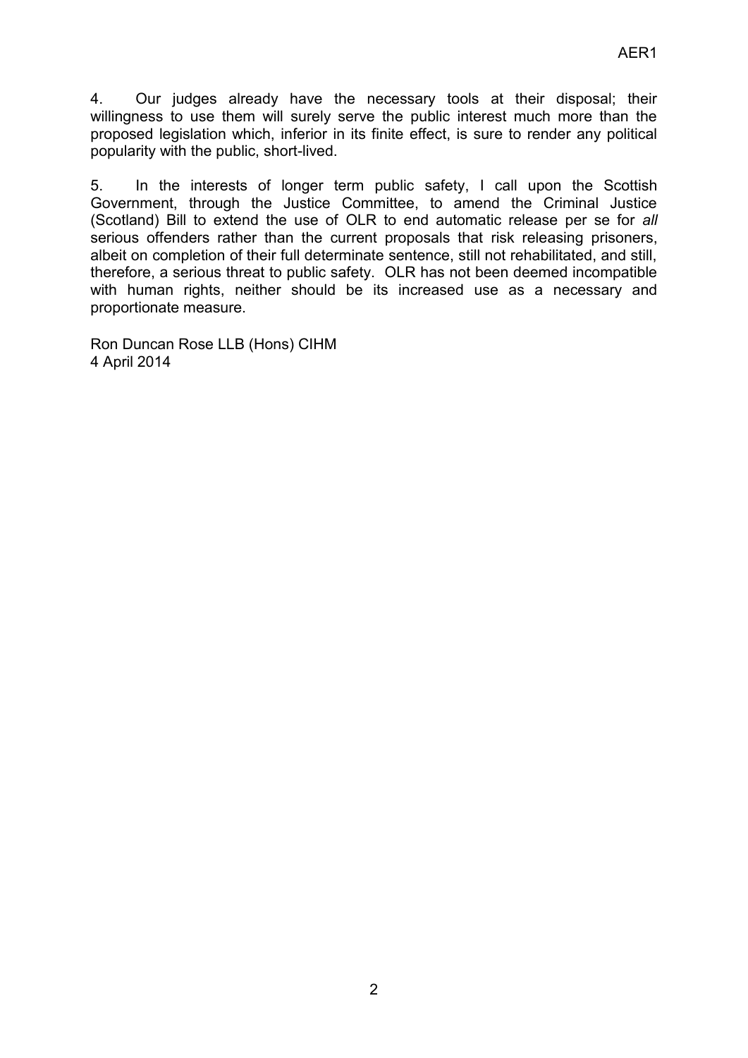4. Our judges already have the necessary tools at their disposal; their willingness to use them will surely serve the public interest much more than the proposed legislation which, inferior in its finite effect, is sure to render any political popularity with the public, short-lived.

5. In the interests of longer term public safety, I call upon the Scottish Government, through the Justice Committee, to amend the Criminal Justice (Scotland) Bill to extend the use of OLR to end automatic release per se for *all* serious offenders rather than the current proposals that risk releasing prisoners, albeit on completion of their full determinate sentence, still not rehabilitated, and still, therefore, a serious threat to public safety. OLR has not been deemed incompatible with human rights, neither should be its increased use as a necessary and proportionate measure.

Ron Duncan Rose LLB (Hons) CIHM
4 April 2014